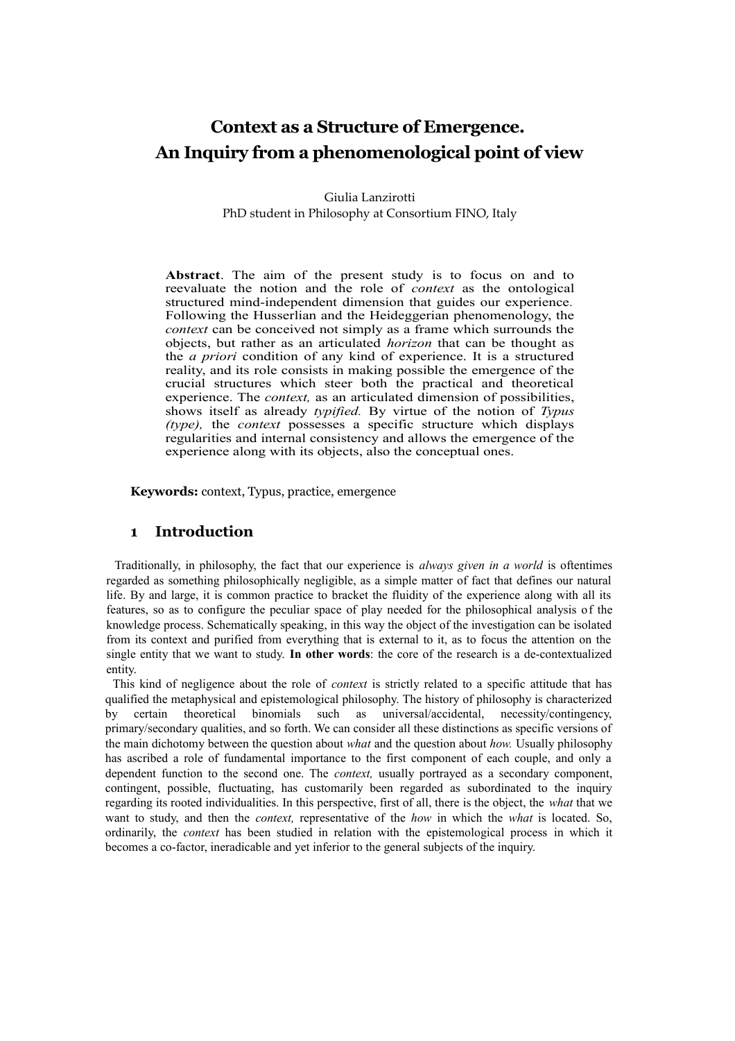# Context as a Structure of Emergence. An Inquiry from a phenomenological point of view

Giulia Lanzirotti
PhD student in Philosophy at Consortium FINO, Italy

**Abstract**. The aim of the present study is to focus on and to reevaluate the notion and the role of *context* as the ontological structured mind-independent dimension that guides our experience. Following the Husserlian and the Heideggerian phenomenology, the *context* can be conceived not simply as a frame which surrounds the objects, but rather as an articulated *horizon* that can be thought as the *a priori* condition of any kind of experience. It is a structured reality, and its role consists in making possible the emergence of the crucial structures which steer both the practical and theoretical experience. The *context,* as an articulated dimension of possibilities, shows itself as already *typified.* By virtue of the notion of *Typus (type),* the *context* possesses a specific structure which displays regularities and internal consistency and allows the emergence of the experience along with its objects, also the conceptual ones.

**Keywords:** context, Typus, practice, emergence

## 1 Introduction

Traditionally, in philosophy, the fact that our experience is *always given in a world* is oftentimes regarded as something philosophically negligible, as a simple matter of fact that defines our natural life. By and large, it is common practice to bracket the fluidity of the experience along with all its features, so as to configure the peculiar space of play needed for the philosophical analysis of the knowledge process. Schematically speaking, in this way the object of the investigation can be isolated from its context and purified from everything that is external to it, as to focus the attention on the single entity that we want to study. **In other words**: the core of the research is a de-contextualized entity.

This kind of negligence about the role of *context* is strictly related to a specific attitude that has qualified the metaphysical and epistemological philosophy. The history of philosophy is characterized by certain theoretical binomials such as universal/accidental, necessity/contingency, primary/secondary qualities, and so forth. We can consider all these distinctions as specific versions of the main dichotomy between the question about *what* and the question about *how.* Usually philosophy has ascribed a role of fundamental importance to the first component of each couple, and only a dependent function to the second one. The *context,* usually portrayed as a secondary component, contingent, possible, fluctuating, has customarily been regarded as subordinated to the inquiry regarding its rooted individualities. In this perspective, first of all, there is the object, the *what* that we want to study, and then the *context,* representative of the *how* in which the *what* is located. So, ordinarily, the *context* has been studied in relation with the epistemological process in which it becomes a co-factor, ineradicable and yet inferior to the general subjects of the inquiry.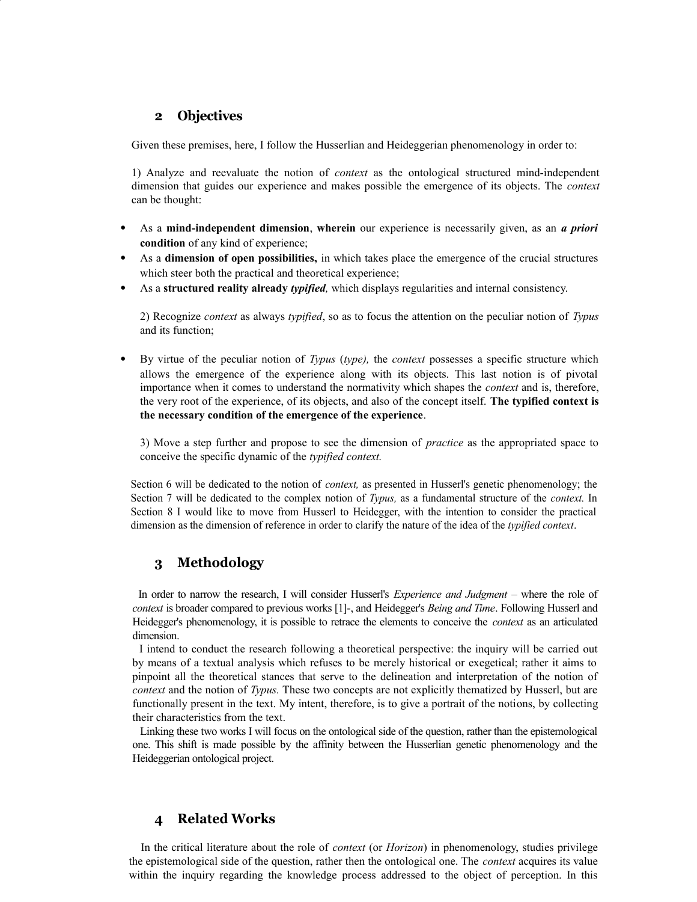## 2 Objectives

Given these premises, here, I follow the Husserlian and Heideggerian phenomenology in order to:

1) Analyze and reevaluate the notion of *context* as the ontological structured mind-independent dimension that guides our experience and makes possible the emergence of its objects. The *context* can be thought:

- As a **mind-independent dimension**, **wherein** our experience is necessarily given, as an ***a priori* condition** of any kind of experience;
- As a **dimension of open possibilities,** in which takes place the emergence of the crucial structures which steer both the practical and theoretical experience;
- As a **structured reality already *typified*,** which displays regularities and internal consistency.

2) Recognize *context* as always *typified*, so as to focus the attention on the peculiar notion of *Typus* and its function;

- By virtue of the peculiar notion of *Typus* (*type),* the *context* possesses a specific structure which allows the emergence of the experience along with its objects. This last notion is of pivotal importance when it comes to understand the normativity which shapes the *context* and is, therefore, the very root of the experience, of its objects, and also of the concept itself. **The typified context is the necessary condition of the emergence of the experience**.

3) Move a step further and propose to see the dimension of *practice* as the appropriated space to conceive the specific dynamic of the *typified context.*

Section 6 will be dedicated to the notion of *context,* as presented in Husserl's genetic phenomenology; the Section 7 will be dedicated to the complex notion of *Typus,* as a fundamental structure of the *context.* In Section 8 I would like to move from Husserl to Heidegger, with the intention to consider the practical dimension as the dimension of reference in order to clarify the nature of the idea of the *typified context*.

## 3 Methodology

In order to narrow the research, I will consider Husserl's *Experience and Judgment* – where the role of *context* is broader compared to previous works [1]-, and Heidegger's *Being and Time*. Following Husserl and Heidegger's phenomenology, it is possible to retrace the elements to conceive the *context* as an articulated dimension.

I intend to conduct the research following a theoretical perspective: the inquiry will be carried out by means of a textual analysis which refuses to be merely historical or exegetical; rather it aims to pinpoint all the theoretical stances that serve to the delineation and interpretation of the notion of *context* and the notion of *Typus.* These two concepts are not explicitly thematized by Husserl, but are functionally present in the text. My intent, therefore, is to give a portrait of the notions, by collecting their characteristics from the text.

Linking these two works I will focus on the ontological side of the question, rather than the epistemological one. This shift is made possible by the affinity between the Husserlian genetic phenomenology and the Heideggerian ontological project.

## 4 Related Works

In the critical literature about the role of *context* (or *Horizon*) in phenomenology, studies privilege the epistemological side of the question, rather then the ontological one. The *context* acquires its value within the inquiry regarding the knowledge process addressed to the object of perception. In this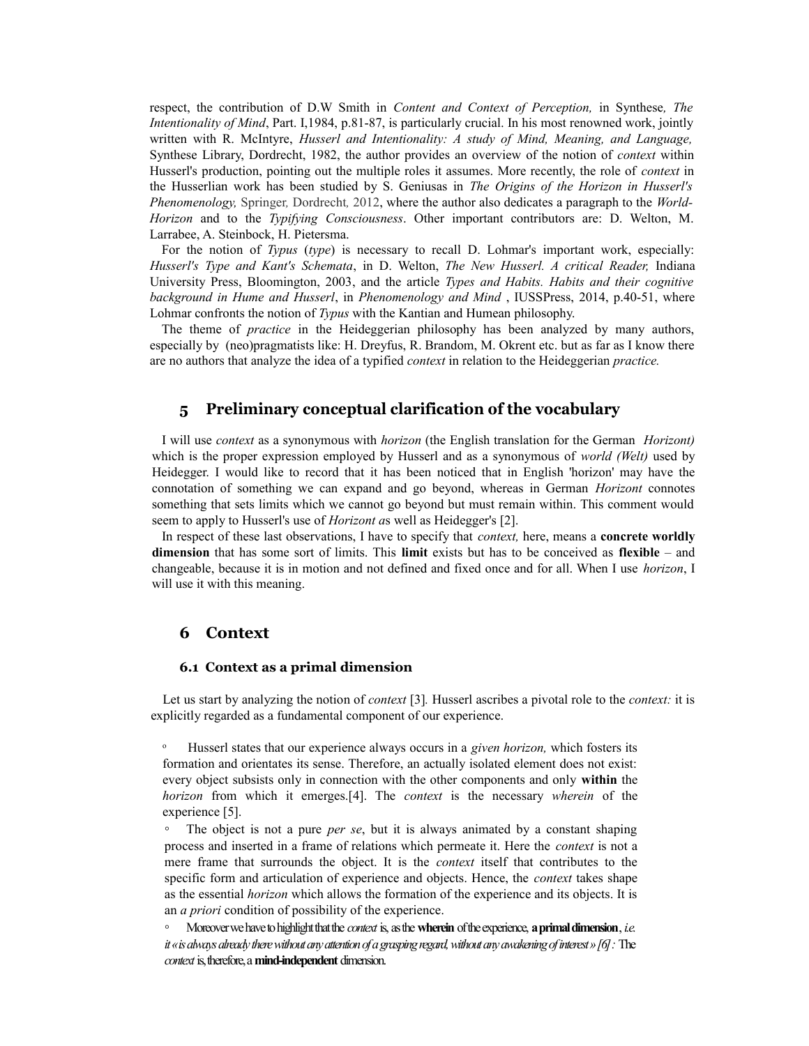respect, the contribution of D.W Smith in *Content and Context of Perception,* in Synthese*, The Intentionality of Mind*, Part. I,1984, p.81-87, is particularly crucial. In his most renowned work, jointly written with R. McIntyre, *Husserl and Intentionality: A study of Mind, Meaning, and Language,* Synthese Library, Dordrecht, 1982, the author provides an overview of the notion of *context* within Husserl's production, pointing out the multiple roles it assumes. More recently, the role of *context* in the Husserlian work has been studied by S. Geniusas in *The Origins of the Horizon in Husserl's Phenomenology,* Springer, Dordrecht, 2012, where the author also dedicates a paragraph to the *World-Horizon* and to the *Typifying Consciousness*. Other important contributors are: D. Welton, M. Larrabee, A. Steinbock, H. Pietersma.

For the notion of *Typus* (*type*) is necessary to recall D. Lohmar's important work, especially: *Husserl's Type and Kant's Schemata*, in D. Welton, *The New Husserl. A critical Reader,* Indiana University Press, Bloomington, 2003, and the article *Types and Habits. Habits and their cognitive background in Hume and Husserl*, in *Phenomenology and Mind* , IUSSPress, 2014, p.40-51, where Lohmar confronts the notion of *Typus* with the Kantian and Humean philosophy.

The theme of *practice* in the Heideggerian philosophy has been analyzed by many authors, especially by (neo)pragmatists like: H. Dreyfus, R. Brandom, M. Okrent etc. but as far as I know there are no authors that analyze the idea of a typified *context* in relation to the Heideggerian *practice.*

## 5 Preliminary conceptual clarification of the vocabulary

I will use *context* as a synonymous with *horizon* (the English translation for the German *Horizont)* which is the proper expression employed by Husserl and as a synonymous of *world (Welt)* used by Heidegger. I would like to record that it has been noticed that in English 'horizon' may have the connotation of something we can expand and go beyond, whereas in German *Horizont* connotes something that sets limits which we cannot go beyond but must remain within. This comment would seem to apply to Husserl's use of *Horizont a*s well as Heidegger's [2].

In respect of these last observations, I have to specify that *context,* here, means a **concrete worldly dimension** that has some sort of limits. This **limit** exists but has to be conceived as **flexible** – and changeable, because it is in motion and not defined and fixed once and for all. When I use *horizon*, I will use it with this meaning.

## 6 Context

### 6.1 Context as a primal dimension

Let us start by analyzing the notion of *context* [3]*.* Husserl ascribes a pivotal role to the *context:* it is explicitly regarded as a fundamental component of our experience.

- Husserl states that our experience always occurs in a *given horizon,* which fosters its formation and orientates its sense. Therefore, an actually isolated element does not exist: every object subsists only in connection with the other components and only **within** the *horizon* from which it emerges.[4]. The *context* is the necessary *wherein* of the experience [5].
- The object is not a pure *per se*, but it is always animated by a constant shaping process and inserted in a frame of relations which permeate it. Here the *context* is not a mere frame that surrounds the object. It is the *context* itself that contributes to the specific form and articulation of experience and objects. Hence, the *context* takes shape as the essential *horizon* which allows the formation of the experience and its objects. It is an *a priori* condition of possibility of the experience.
- Moreover we have to highlight that the *context* is, as the **wherein** of the experience, **a primal dimension**, *i.e. it «is always already there without any attention of a grasping regard, without any awakening of interest» [6] :* The *context* is, therefore, a **mind-independent** dimension.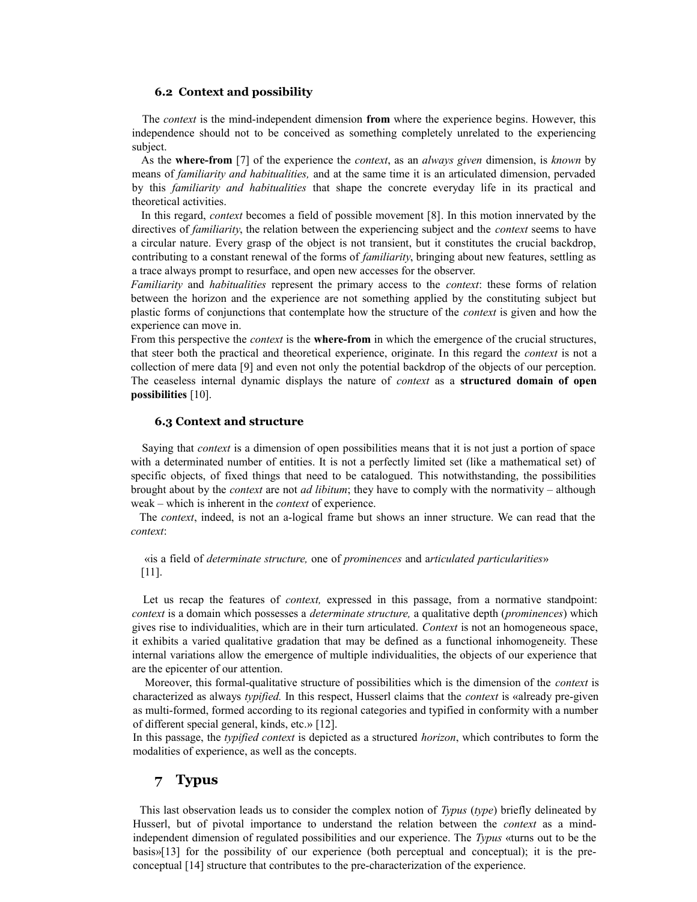### 6.2 Context and possibility

The *context* is the mind-independent dimension **from** where the experience begins. However, this independence should not to be conceived as something completely unrelated to the experiencing subject.

As the **where-from** [7] of the experience the *context*, as an *always given* dimension, is *known* by means of *familiarity and habitualities,* and at the same time it is an articulated dimension, pervaded by this *familiarity and habitualities* that shape the concrete everyday life in its practical and theoretical activities.

In this regard, *context* becomes a field of possible movement [8]. In this motion innervated by the directives of *familiarity*, the relation between the experiencing subject and the *context* seems to have a circular nature. Every grasp of the object is not transient, but it constitutes the crucial backdrop, contributing to a constant renewal of the forms of *familiarity*, bringing about new features, settling as a trace always prompt to resurface, and open new accesses for the observer.

*Familiarity* and *habitualities* represent the primary access to the *context*: these forms of relation between the horizon and the experience are not something applied by the constituting subject but plastic forms of conjunctions that contemplate how the structure of the *context* is given and how the experience can move in.

From this perspective the *context* is the **where-from** in which the emergence of the crucial structures, that steer both the practical and theoretical experience, originate. In this regard the *context* is not a collection of mere data [9] and even not only the potential backdrop of the objects of our perception. The ceaseless internal dynamic displays the nature of *context* as a **structured domain of open possibilities** [10].

### 6.3 Context and structure

Saying that *context* is a dimension of open possibilities means that it is not just a portion of space with a determinated number of entities. It is not a perfectly limited set (like a mathematical set) of specific objects, of fixed things that need to be catalogued. This notwithstanding, the possibilities brought about by the *context* are not *ad libitum*; they have to comply with the normativity – although weak – which is inherent in the *context* of experience.

The *context*, indeed, is not an a-logical frame but shows an inner structure. We can read that the *context*:

> «is a field of *determinate structure,* one of *prominences* and a*rticulated particularities*» [11].

Let us recap the features of *context,* expressed in this passage, from a normative standpoint: *context* is a domain which possesses a *determinate structure,* a qualitative depth (*prominences*) which gives rise to individualities, which are in their turn articulated. *Context* is not an homogeneous space, it exhibits a varied qualitative gradation that may be defined as a functional inhomogeneity. These internal variations allow the emergence of multiple individualities, the objects of our experience that are the epicenter of our attention.

Moreover, this formal-qualitative structure of possibilities which is the dimension of the *context* is characterized as always *typified.* In this respect, Husserl claims that the *context* is «already pre-given as multi-formed, formed according to its regional categories and typified in conformity with a number of different special general, kinds, etc.» [12].

In this passage, the *typified context* is depicted as a structured *horizon*, which contributes to form the modalities of experience, as well as the concepts.

## 7 Typus

This last observation leads us to consider the complex notion of *Typus* (*type*) briefly delineated by Husserl, but of pivotal importance to understand the relation between the *context* as a mind-independent dimension of regulated possibilities and our experience. The *Typus* «turns out to be the basis»[13] for the possibility of our experience (both perceptual and conceptual); it is the pre-conceptual [14] structure that contributes to the pre-characterization of the experience.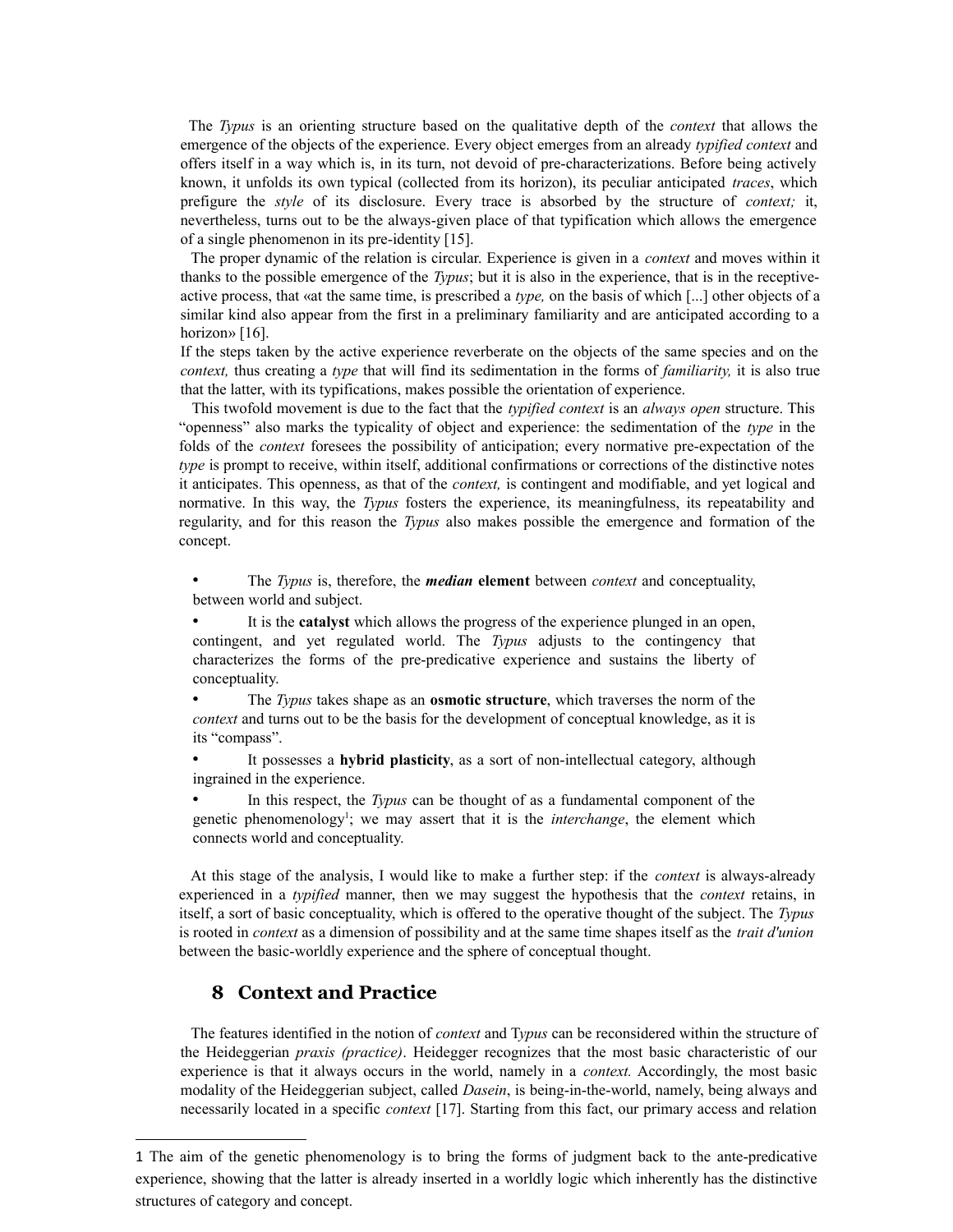The *Typus* is an orienting structure based on the qualitative depth of the *context* that allows the emergence of the objects of the experience. Every object emerges from an already *typified context* and offers itself in a way which is, in its turn, not devoid of pre-characterizations. Before being actively known, it unfolds its own typical (collected from its horizon), its peculiar anticipated *traces*, which prefigure the *style* of its disclosure. Every trace is absorbed by the structure of *context;* it, nevertheless, turns out to be the always-given place of that typification which allows the emergence of a single phenomenon in its pre-identity [15].

The proper dynamic of the relation is circular. Experience is given in a *context* and moves within it thanks to the possible emergence of the *Typus*; but it is also in the experience, that is in the receptive-active process, that «at the same time, is prescribed a *type,* on the basis of which [...] other objects of a similar kind also appear from the first in a preliminary familiarity and are anticipated according to a horizon» [16].

If the steps taken by the active experience reverberate on the objects of the same species and on the *context,* thus creating a *type* that will find its sedimentation in the forms of *familiarity,* it is also true that the latter, with its typifications, makes possible the orientation of experience.

This twofold movement is due to the fact that the *typified context* is an *always open* structure. This "openness" also marks the typicality of object and experience: the sedimentation of the *type* in the folds of the *context* foresees the possibility of anticipation; every normative pre-expectation of the *type* is prompt to receive, within itself, additional confirmations or corrections of the distinctive notes it anticipates. This openness, as that of the *context,* is contingent and modifiable, and yet logical and normative. In this way, the *Typus* fosters the experience, its meaningfulness, its repeatability and regularity, and for this reason the *Typus* also makes possible the emergence and formation of the concept.

- The *Typus* is, therefore, the ***median*** **element** between *context* and conceptuality, between world and subject.
- It is the **catalyst** which allows the progress of the experience plunged in an open, contingent, and yet regulated world. The *Typus* adjusts to the contingency that characterizes the forms of the pre-predicative experience and sustains the liberty of conceptuality.
- The *Typus* takes shape as an **osmotic structure**, which traverses the norm of the *context* and turns out to be the basis for the development of conceptual knowledge, as it is its "compass".
- It possesses a **hybrid plasticity**, as a sort of non-intellectual category, although ingrained in the experience.
- In this respect, the *Typus* can be thought of as a fundamental component of the genetic phenomenology[1]; we may assert that it is the *interchange*, the element which connects world and conceptuality.

At this stage of the analysis, I would like to make a further step: if the *context* is always-already experienced in a *typified* manner, then we may suggest the hypothesis that the *context* retains, in itself, a sort of basic conceptuality, which is offered to the operative thought of the subject. The *Typus* is rooted in *context* as a dimension of possibility and at the same time shapes itself as the *trait d'union* between the basic-worldly experience and the sphere of conceptual thought.

## 8 Context and Practice

The features identified in the notion of *context* and T*ypus* can be reconsidered within the structure of the Heideggerian *praxis (practice)*. Heidegger recognizes that the most basic characteristic of our experience is that it always occurs in the world, namely in a *context.* Accordingly, the most basic modality of the Heideggerian subject, called *Dasein*, is being-in-the-world, namely, being always and necessarily located in a specific *context* [17]. Starting from this fact, our primary access and relation

---

1 The aim of the genetic phenomenology is to bring the forms of judgment back to the ante-predicative experience, showing that the latter is already inserted in a worldly logic which inherently has the distinctive structures of category and concept.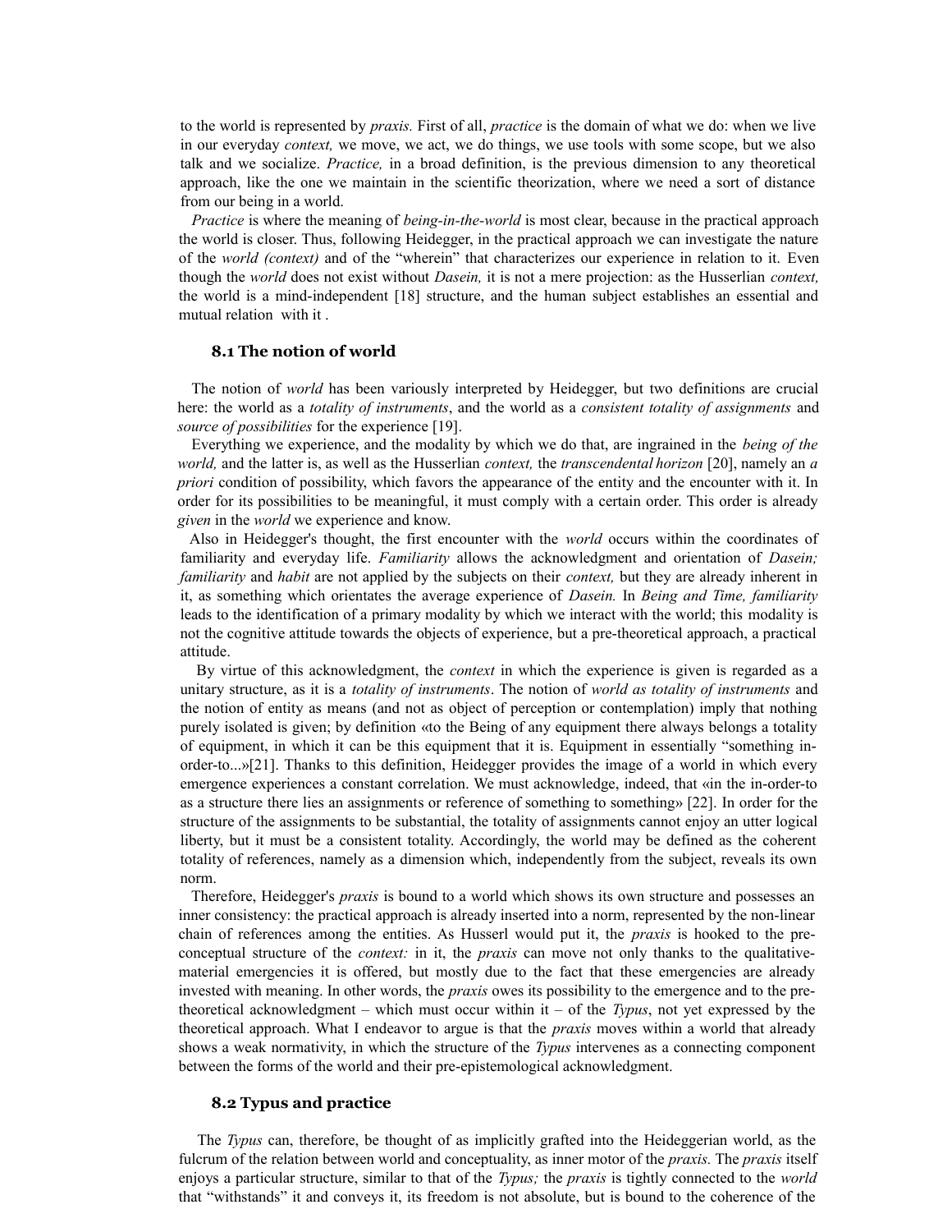to the world is represented by *praxis.* First of all, *practice* is the domain of what we do: when we live in our everyday *context,* we move, we act, we do things, we use tools with some scope, but we also talk and we socialize. *Practice,* in a broad definition, is the previous dimension to any theoretical approach, like the one we maintain in the scientific theorization, where we need a sort of distance from our being in a world.

*Practice* is where the meaning of *being-in-the-world* is most clear, because in the practical approach the world is closer. Thus, following Heidegger, in the practical approach we can investigate the nature of the *world (context)* and of the "wherein" that characterizes our experience in relation to it. Even though the *world* does not exist without *Dasein,* it is not a mere projection: as the Husserlian *context,* the world is a mind-independent [18] structure, and the human subject establishes an essential and mutual relation with it .

### 8.1 The notion of world

The notion of *world* has been variously interpreted by Heidegger, but two definitions are crucial here: the world as a *totality of instruments*, and the world as a *consistent totality of assignments* and *source of possibilities* for the experience [19].

Everything we experience, and the modality by which we do that, are ingrained in the *being of the world,* and the latter is, as well as the Husserlian *context,* the *transcendental horizon* [20], namely an *a priori* condition of possibility, which favors the appearance of the entity and the encounter with it. In order for its possibilities to be meaningful, it must comply with a certain order. This order is already *given* in the *world* we experience and know.

Also in Heidegger's thought, the first encounter with the *world* occurs within the coordinates of familiarity and everyday life. *Familiarity* allows the acknowledgment and orientation of *Dasein; familiarity* and *habit* are not applied by the subjects on their *context,* but they are already inherent in it, as something which orientates the average experience of *Dasein.* In *Being and Time, familiarity* leads to the identification of a primary modality by which we interact with the world; this modality is not the cognitive attitude towards the objects of experience, but a pre-theoretical approach, a practical attitude.

By virtue of this acknowledgment, the *context* in which the experience is given is regarded as a unitary structure, as it is a *totality of instruments*. The notion of *world as totality of instruments* and the notion of entity as means (and not as object of perception or contemplation) imply that nothing purely isolated is given; by definition «to the Being of any equipment there always belongs a totality of equipment, in which it can be this equipment that it is. Equipment in essentially "something in-order-to...»[21]. Thanks to this definition, Heidegger provides the image of a world in which every emergence experiences a constant correlation. We must acknowledge, indeed, that «in the in-order-to as a structure there lies an assignments or reference of something to something» [22]. In order for the structure of the assignments to be substantial, the totality of assignments cannot enjoy an utter logical liberty, but it must be a consistent totality. Accordingly, the world may be defined as the coherent totality of references, namely as a dimension which, independently from the subject, reveals its own norm.

Therefore, Heidegger's *praxis* is bound to a world which shows its own structure and possesses an inner consistency: the practical approach is already inserted into a norm, represented by the non-linear chain of references among the entities. As Husserl would put it, the *praxis* is hooked to the pre-conceptual structure of the *context:* in it, the *praxis* can move not only thanks to the qualitative-material emergencies it is offered, but mostly due to the fact that these emergencies are already invested with meaning. In other words, the *praxis* owes its possibility to the emergence and to the pre-theoretical acknowledgment – which must occur within it – of the *Typus*, not yet expressed by the theoretical approach. What I endeavor to argue is that the *praxis* moves within a world that already shows a weak normativity, in which the structure of the *Typus* intervenes as a connecting component between the forms of the world and their pre-epistemological acknowledgment.

### 8.2 Typus and practice

The *Typus* can, therefore, be thought of as implicitly grafted into the Heideggerian world, as the fulcrum of the relation between world and conceptuality, as inner motor of the *praxis.* The *praxis* itself enjoys a particular structure, similar to that of the *Typus;* the *praxis* is tightly connected to the *world* that "withstands" it and conveys it, its freedom is not absolute, but is bound to the coherence of the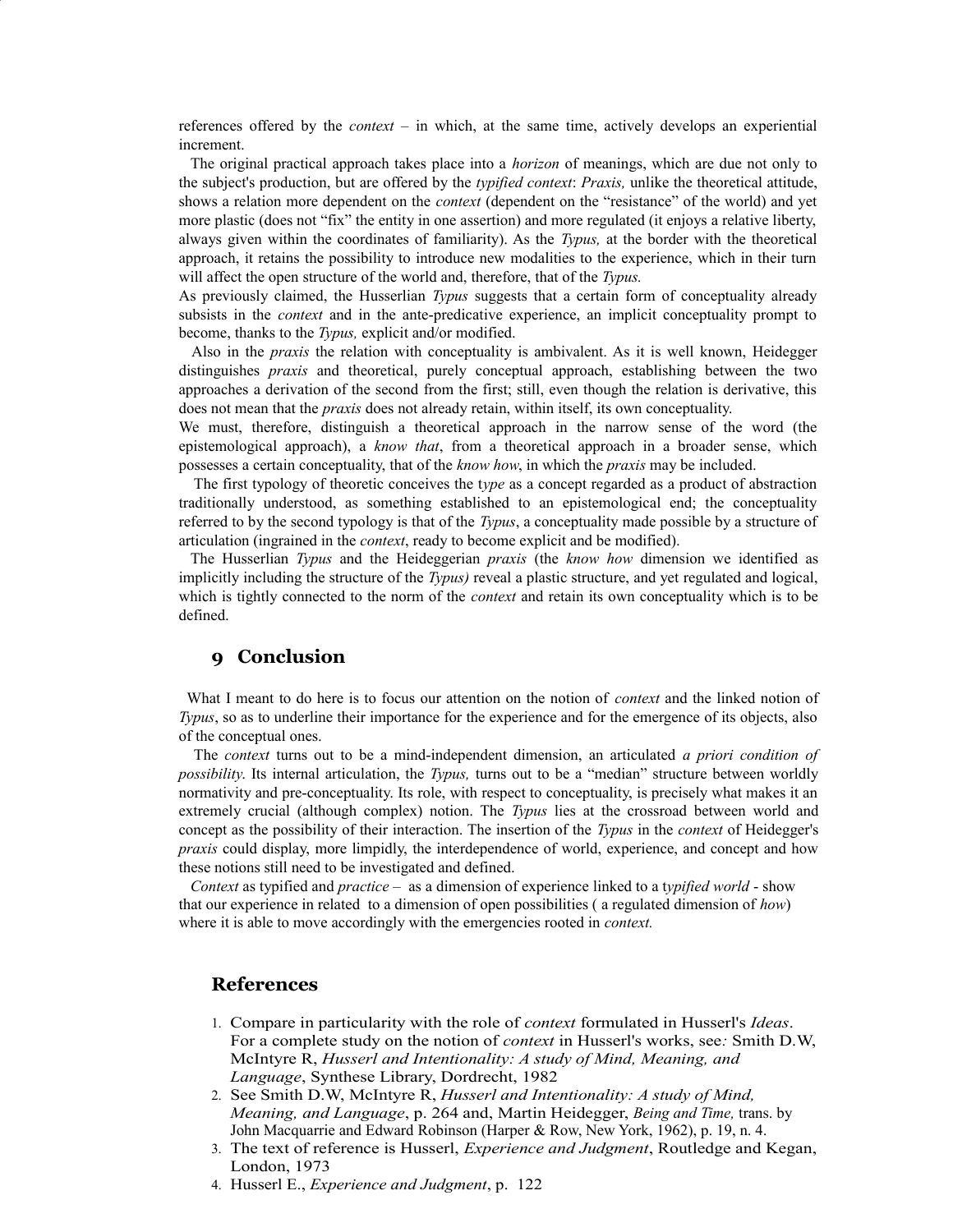references offered by the *context* – in which, at the same time, actively develops an experiential increment.

The original practical approach takes place into a *horizon* of meanings, which are due not only to the subject's production, but are offered by the *typified context*: *Praxis,* unlike the theoretical attitude, shows a relation more dependent on the *context* (dependent on the "resistance" of the world) and yet more plastic (does not "fix" the entity in one assertion) and more regulated (it enjoys a relative liberty, always given within the coordinates of familiarity). As the *Typus,* at the border with the theoretical approach, it retains the possibility to introduce new modalities to the experience, which in their turn will affect the open structure of the world and, therefore, that of the *Typus.*

As previously claimed, the Husserlian *Typus* suggests that a certain form of conceptuality already subsists in the *context* and in the ante-predicative experience, an implicit conceptuality prompt to become, thanks to the *Typus,* explicit and/or modified.

Also in the *praxis* the relation with conceptuality is ambivalent. As it is well known, Heidegger distinguishes *praxis* and theoretical, purely conceptual approach, establishing between the two approaches a derivation of the second from the first; still, even though the relation is derivative, this does not mean that the *praxis* does not already retain, within itself, its own conceptuality.

We must, therefore, distinguish a theoretical approach in the narrow sense of the word (the epistemological approach), a *know that*, from a theoretical approach in a broader sense, which possesses a certain conceptuality, that of the *know how*, in which the *praxis* may be included.

The first typology of theoretic conceives the t*ype* as a concept regarded as a product of abstraction traditionally understood, as something established to an epistemological end; the conceptuality referred to by the second typology is that of the *Typus*, a conceptuality made possible by a structure of articulation (ingrained in the *context*, ready to become explicit and be modified).

The Husserlian *Typus* and the Heideggerian *praxis* (the *know how* dimension we identified as implicitly including the structure of the *Typus)* reveal a plastic structure, and yet regulated and logical, which is tightly connected to the norm of the *context* and retain its own conceptuality which is to be defined.

## 9 Conclusion

What I meant to do here is to focus our attention on the notion of *context* and the linked notion of *Typus*, so as to underline their importance for the experience and for the emergence of its objects, also of the conceptual ones.

The *context* turns out to be a mind-independent dimension, an articulated *a priori condition of possibility.* Its internal articulation, the *Typus,* turns out to be a "median" structure between worldly normativity and pre-conceptuality. Its role, with respect to conceptuality, is precisely what makes it an extremely crucial (although complex) notion. The *Typus* lies at the crossroad between world and concept as the possibility of their interaction. The insertion of the *Typus* in the *context* of Heidegger's *praxis* could display, more limpidly, the interdependence of world, experience, and concept and how these notions still need to be investigated and defined.

*Context* as typified and *practice* – as a dimension of experience linked to a t*ypified world* - show that our experience in related to a dimension of open possibilities ( a regulated dimension of *how*) where it is able to move accordingly with the emergencies rooted in *context.*

## References

1. Compare in particularity with the role of *context* formulated in Husserl's *Ideas*. For a complete study on the notion of *context* in Husserl's works, see*:* Smith D.W, McIntyre R, *Husserl and Intentionality: A study of Mind, Meaning, and Language*, Synthese Library, Dordrecht, 1982
2. See Smith D.W, McIntyre R, *Husserl and Intentionality: A study of Mind, Meaning, and Language*, p. 264 and, Martin Heidegger, *Being and Time,* trans. by John Macquarrie and Edward Robinson (Harper & Row, New York, 1962), p. 19, n. 4.
3. The text of reference is Husserl, *Experience and Judgment*, Routledge and Kegan, London, 1973
4. Husserl E., *Experience and Judgment*, p. 122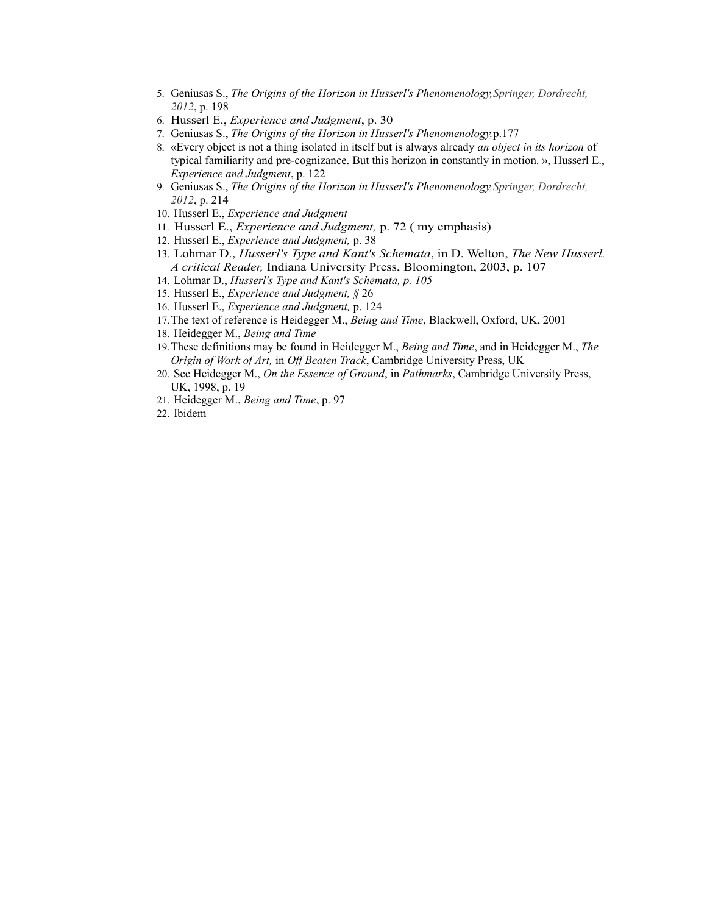5. Geniusas S., *The Origins of the Horizon in Husserl's Phenomenology,Springer, Dordrecht, 2012*, p. 198
6. Husserl E., *Experience and Judgment*, p. 30
7. Geniusas S., *The Origins of the Horizon in Husserl's Phenomenology,*p.177
8. «Every object is not a thing isolated in itself but is always already *an object in its horizon* of typical familiarity and pre-cognizance. But this horizon in constantly in motion. », Husserl E., *Experience and Judgment*, p. 122
9. Geniusas S., *The Origins of the Horizon in Husserl's Phenomenology,Springer, Dordrecht, 2012*, p. 214
10. Husserl E., *Experience and Judgment*
11. Husserl E., *Experience and Judgment,* p. 72 ( my emphasis)
12. Husserl E., *Experience and Judgment,* p. 38
13. Lohmar D., *Husserl's Type and Kant's Schemata*, in D. Welton, *The New Husserl. A critical Reader,* Indiana University Press, Bloomington, 2003, p. 107
14. Lohmar D., *Husserl's Type and Kant's Schemata, p. 105*
15. Husserl E., *Experience and Judgment, §* 26
16. Husserl E., *Experience and Judgment,* p. 124
17. The text of reference is Heidegger M., *Being and Time*, Blackwell, Oxford, UK, 2001
18. Heidegger M., *Being and Time*
19. These definitions may be found in Heidegger M., *Being and Time*, and in Heidegger M., *The Origin of Work of Art,* in *Off Beaten Track*, Cambridge University Press, UK
20. See Heidegger M., *On the Essence of Ground*, in *Pathmarks*, Cambridge University Press, UK, 1998, p. 19
21. Heidegger M., *Being and Time*, p. 97
22. Ibidem